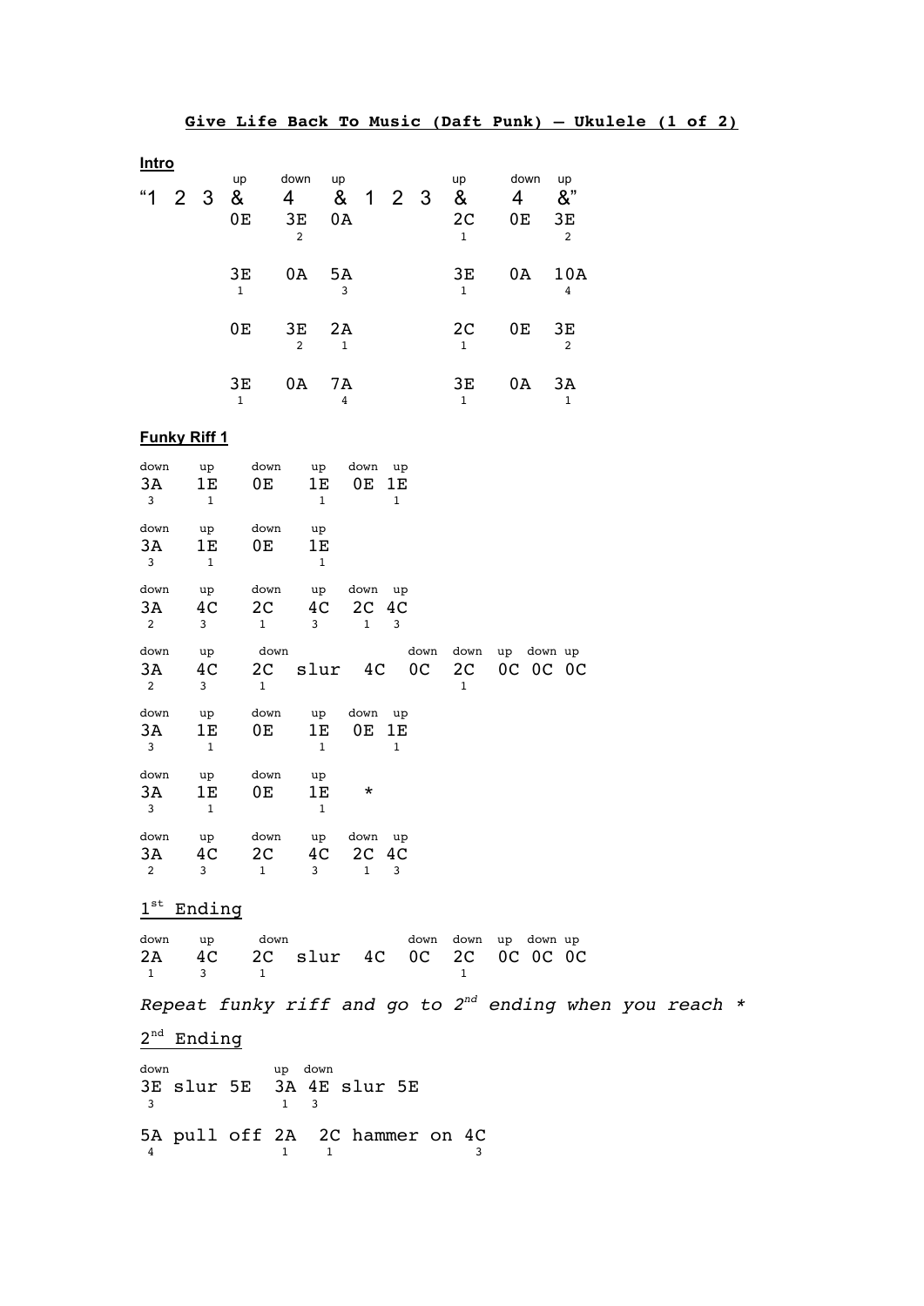# Give Life Back To Music (Daft Punk) – Ukulele (1 of 2)

**Intro**

```
               up    down   up                up     down    up
"1   2   3     &     4      &    1   2   3    &      4       &"
               0E    3E     0A                2C     0E      3E
                      2                        1              2

               3E    0A     5A                3E     0A      10A
                1            3                 1              4

               0E    3E     2A                2C     0E      3E
                      2      1                 1              2

               3E    0A     7A                3E     0A      3A
                1            4                 1              1
```

**Funky Riff 1**

```
down    up     down     up    down  up
3A      1E     0E       1E    0E    1E
 3       1               1           1

down    up     down     up
3A      1E     0E       1E
 3       1               1

down    up     down     up    down  up
3A      4C     2C       4C    2C    4C
 2       3      1        3     1     3

down    up     down                  down  down  up  down up
3A      4C     2C    slur    4C      0C    2C    0C  0C   0C
 2       3      1                           1

down    up     down     up    down  up
3A      1E     0E       1E    0E    1E
 3       1               1           1

down    up     down     up
3A      1E     0E       1E     *
 3       1               1

down    up     down     up    down  up
3A      4C     2C       4C    2C    4C
 2       3      1        3     1     3
```

1st Ending

```
down    up     down                  down  down  up  down up
2A      4C     2C    slur    4C      0C    2C    0C  0C   0C
 1       3      1                           1
```

*Repeat funky riff and go to 2nd ending when you reach **

2nd Ending

```
down             up  down
3E slur 5E       3A  4E  slur 5E
 3                1   3

5A pull off 2A   2C hammer on 4C
 4           1    1           3
```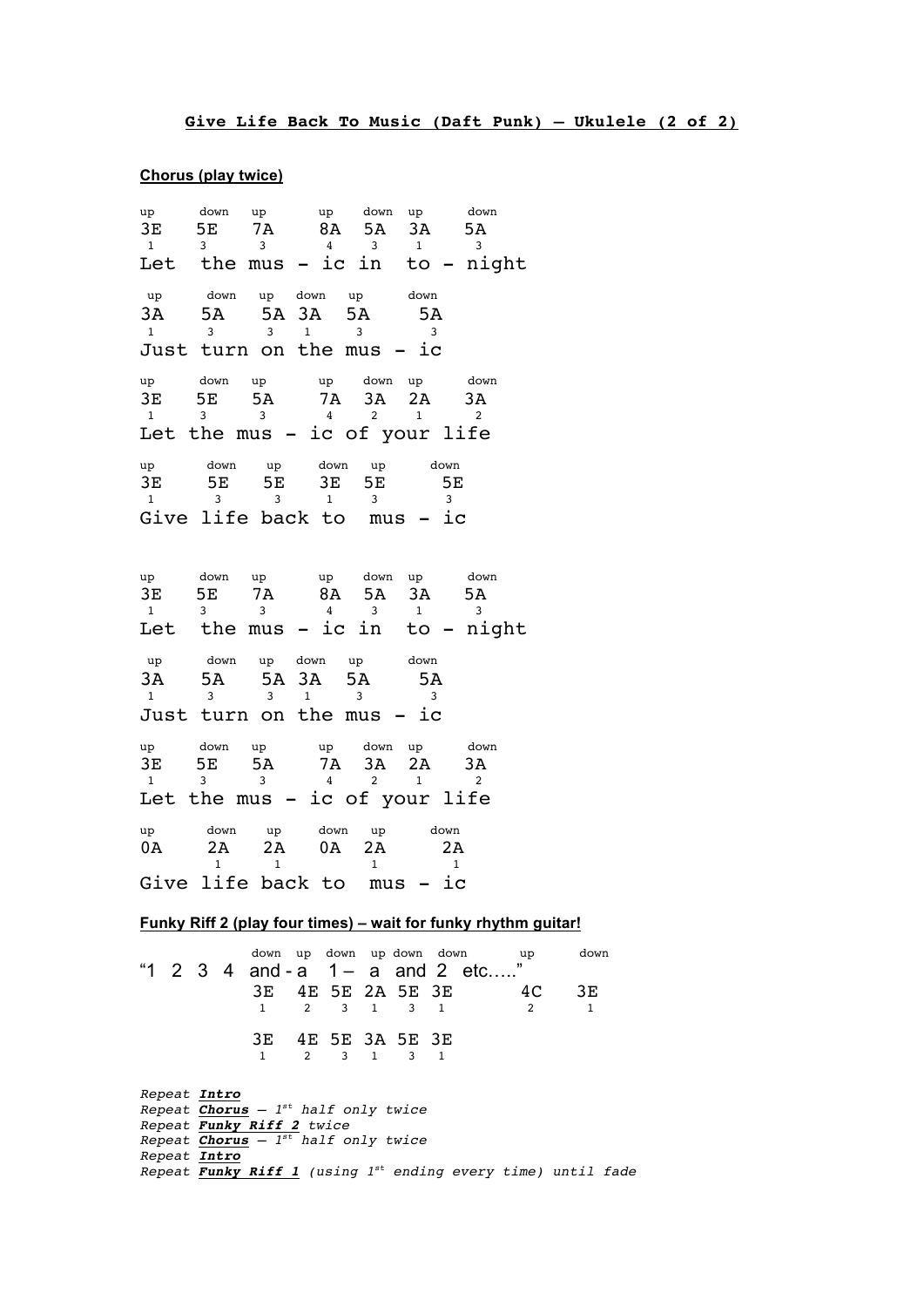## Give Life Back To Music (Daft Punk) – Ukulele (2 of 2)

**Chorus (play twice)**

```
up      down   up       up    down  up      down
3E    5E    7A      8A   5A   3A    5A
 1     3     3       4    3    1     3
Let  the mus - ic in  to - night

 up      down   up  down   up       down
3A    5A     5A 3A   5A     5A
 1     3      3  1    3      3
Just turn on the mus - ic

up      down   up       up    down  up      down
3E    5E    5A      7A   3A   2A    3A
 1     3     3       4    2    1     2
Let the mus - ic of your life

up      down    up      down   up       down
3E     5E     5E     3E   5E       5E
 1      3      3      1    3        3
Give life back to  mus - ic


up      down   up       up    down  up      down
3E    5E    7A      8A   5A   3A    5A
 1     3     3       4    3    1     3
Let  the mus - ic in  to - night

 up      down   up  down   up       down
3A    5A     5A 3A   5A     5A
 1     3      3  1    3      3
Just turn on the mus - ic

up      down   up       up    down  up      down
3E    5E    5A      7A   3A   2A    3A
 1     3     3       4    2    1     2
Let the mus - ic of your life

up      down    up      down   up       down
0A     2A     2A     0A   2A       2A
        1      1           1        1
Give life back to  mus - ic
```

**Funky Riff 2 (play four times) – wait for funky rhythm guitar!**

```
            down  up  down  up down  down        up       down
"1  2  3  4  and - a   1 –  a  and 2  etc….."
            3E   4E  5E  2A  5E  3E          4C      3E
             1    2   3   1   3   1           2       1

            3E   4E  5E  3A  5E  3E
             1    2   3   1   3   1
```

*Repeat **Intro***
*Repeat **Chorus** – 1st half only twice*
*Repeat **Funky Riff 2** twice*
*Repeat **Chorus** – 1st half only twice*
*Repeat **Intro***
*Repeat **Funky Riff 1** (using 1st ending every time) until fade*